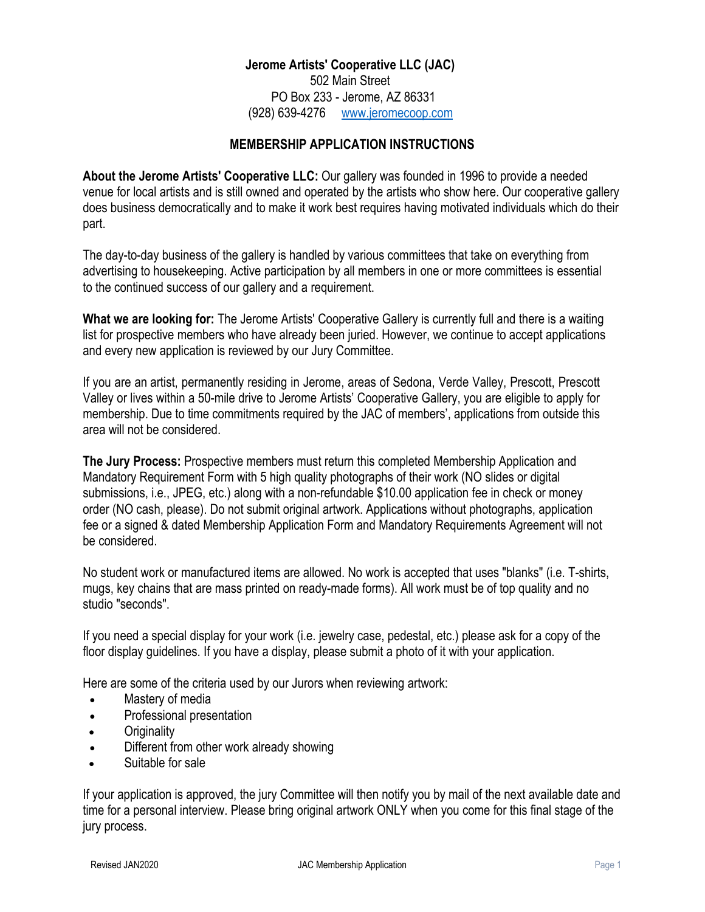**Jerome Artists' Cooperative LLC (JAC)**
502 Main Street
PO Box 233 - Jerome, AZ 86331
(928) 639-4276 [www.jeromecoop.com](http://www.jeromecoop.com)

## MEMBERSHIP APPLICATION INSTRUCTIONS

**About the Jerome Artists' Cooperative LLC:** Our gallery was founded in 1996 to provide a needed venue for local artists and is still owned and operated by the artists who show here. Our cooperative gallery does business democratically and to make it work best requires having motivated individuals which do their part.

The day-to-day business of the gallery is handled by various committees that take on everything from advertising to housekeeping. Active participation by all members in one or more committees is essential to the continued success of our gallery and a requirement.

**What we are looking for:** The Jerome Artists' Cooperative Gallery is currently full and there is a waiting list for prospective members who have already been juried. However, we continue to accept applications and every new application is reviewed by our Jury Committee.

If you are an artist, permanently residing in Jerome, areas of Sedona, Verde Valley, Prescott, Prescott Valley or lives within a 50-mile drive to Jerome Artists' Cooperative Gallery, you are eligible to apply for membership. Due to time commitments required by the JAC of members', applications from outside this area will not be considered.

**The Jury Process:** Prospective members must return this completed Membership Application and Mandatory Requirement Form with 5 high quality photographs of their work (NO slides or digital submissions, i.e., JPEG, etc.) along with a non-refundable $10.00 application fee in check or money order (NO cash, please). Do not submit original artwork. Applications without photographs, application fee or a signed & dated Membership Application Form and Mandatory Requirements Agreement will not be considered.

No student work or manufactured items are allowed. No work is accepted that uses "blanks" (i.e. T-shirts, mugs, key chains that are mass printed on ready-made forms). All work must be of top quality and no studio "seconds".

If you need a special display for your work (i.e. jewelry case, pedestal, etc.) please ask for a copy of the floor display guidelines. If you have a display, please submit a photo of it with your application.

Here are some of the criteria used by our Jurors when reviewing artwork:

- Mastery of media
- Professional presentation
- Originality
- Different from other work already showing
- Suitable for sale

If your application is approved, the jury Committee will then notify you by mail of the next available date and time for a personal interview. Please bring original artwork ONLY when you come for this final stage of the jury process.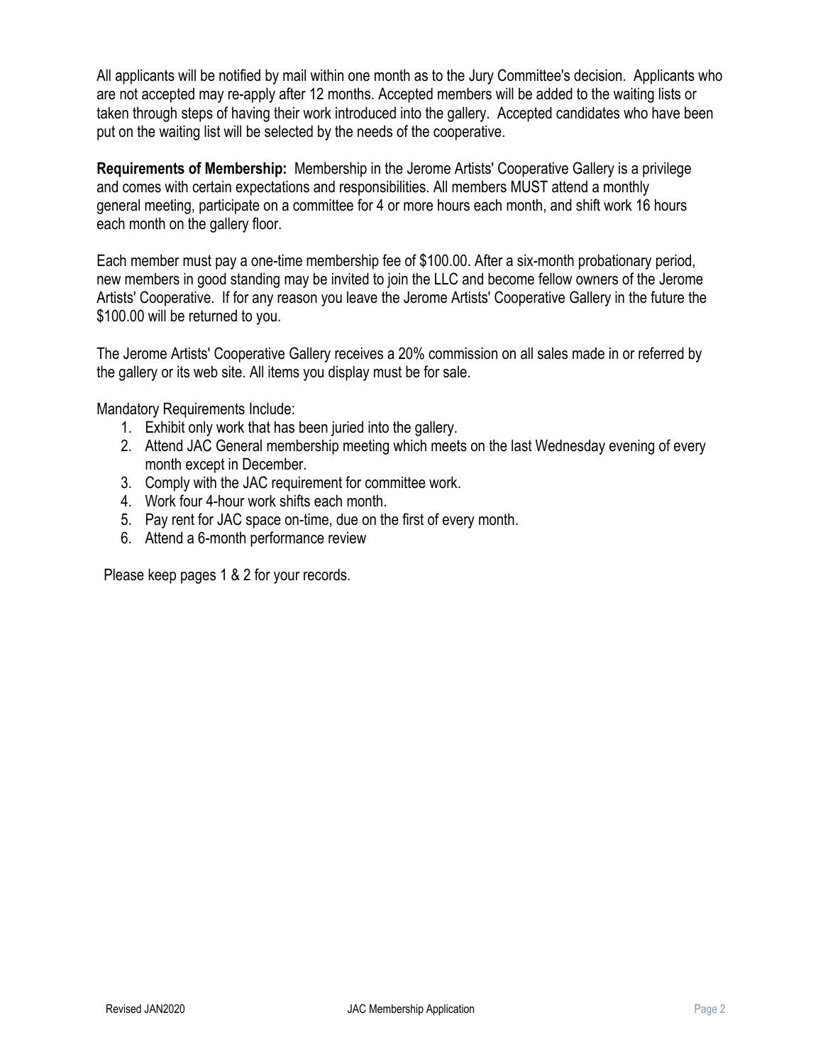All applicants will be notified by mail within one month as to the Jury Committee's decision. Applicants who are not accepted may re-apply after 12 months. Accepted members will be added to the waiting lists or taken through steps of having their work introduced into the gallery. Accepted candidates who have been put on the waiting list will be selected by the needs of the cooperative.

**Requirements of Membership:** Membership in the Jerome Artists' Cooperative Gallery is a privilege and comes with certain expectations and responsibilities. All members MUST attend a monthly general meeting, participate on a committee for 4 or more hours each month, and shift work 16 hours each month on the gallery floor.

Each member must pay a one-time membership fee of $100.00. After a six-month probationary period, new members in good standing may be invited to join the LLC and become fellow owners of the Jerome Artists' Cooperative. If for any reason you leave the Jerome Artists' Cooperative Gallery in the future the $100.00 will be returned to you.

The Jerome Artists' Cooperative Gallery receives a 20% commission on all sales made in or referred by the gallery or its web site. All items you display must be for sale.

Mandatory Requirements Include:

1. Exhibit only work that has been juried into the gallery.
2. Attend JAC General membership meeting which meets on the last Wednesday evening of every month except in December.
3. Comply with the JAC requirement for committee work.
4. Work four 4-hour work shifts each month.
5. Pay rent for JAC space on-time, due on the first of every month.
6. Attend a 6-month performance review

Please keep pages 1 & 2 for your records.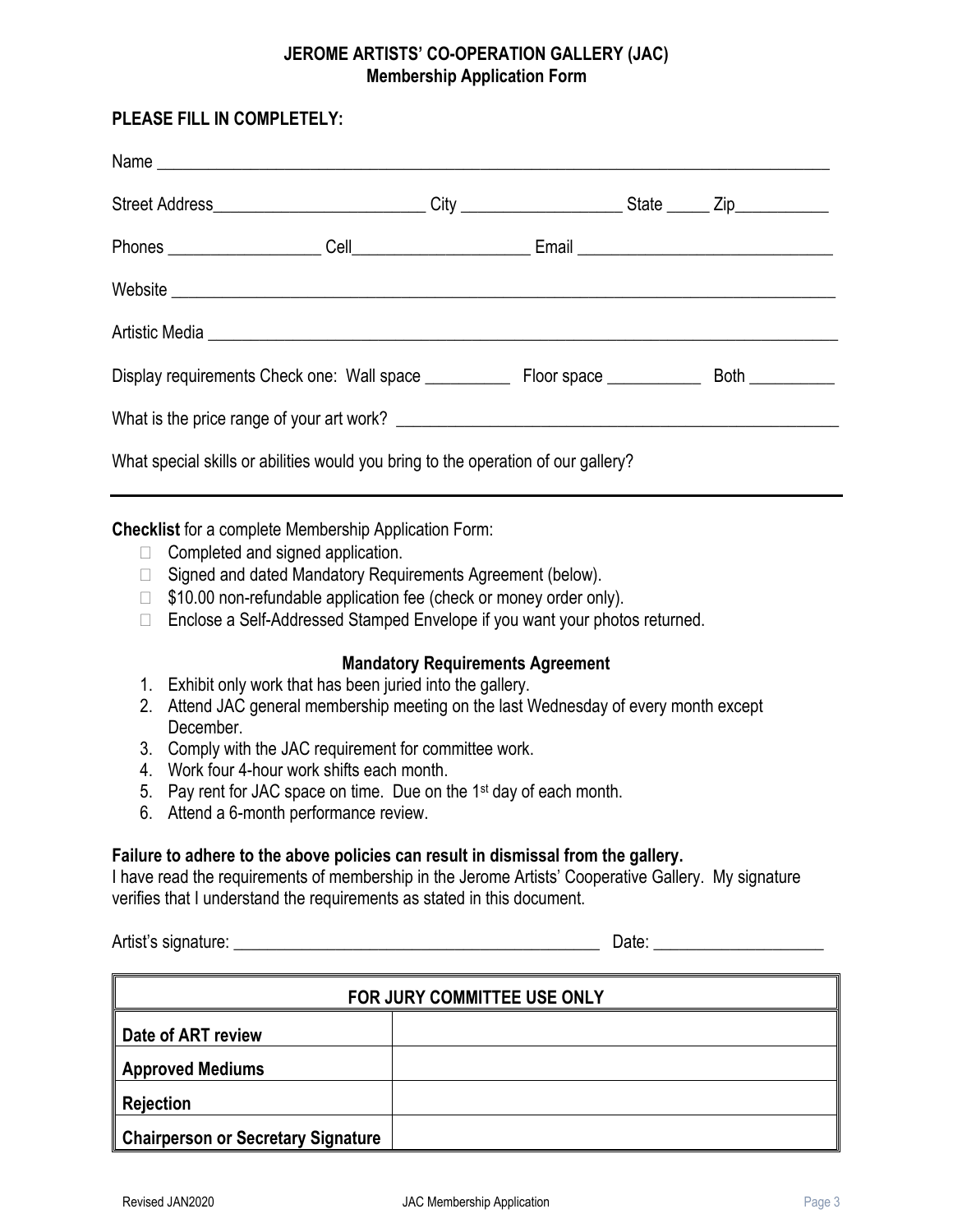**JEROME ARTISTS' CO-OPERATION GALLERY (JAC)**
**Membership Application Form**

**PLEASE FILL IN COMPLETELY:**

Name ______________________________________________________________________________

Street Address_________________________ City ___________________ State _____ Zip___________

Phones __________________ Cell_____________________ Email ______________________________

Website ____________________________________________________________________________

Artistic Media _________________________________________________________________________

Display requirements Check one: Wall space __________ Floor space ___________ Both __________

What is the price range of your art work? ______________________________________________________

What special skills or abilities would you bring to the operation of our gallery?

---

**Checklist** for a complete Membership Application Form:

- ☐ Completed and signed application.
- ☐ Signed and dated Mandatory Requirements Agreement (below).
- ☐ $10.00 non-refundable application fee (check or money order only).
- ☐ Enclose a Self-Addressed Stamped Envelope if you want your photos returned.

**Mandatory Requirements Agreement**

1. Exhibit only work that has been juried into the gallery.
2. Attend JAC general membership meeting on the last Wednesday of every month except December.
3. Comply with the JAC requirement for committee work.
4. Work four 4-hour work shifts each month.
5. Pay rent for JAC space on time. Due on the 1st day of each month.
6. Attend a 6-month performance review.

**Failure to adhere to the above policies can result in dismissal from the gallery.**
I have read the requirements of membership in the Jerome Artists' Cooperative Gallery. My signature verifies that I understand the requirements as stated in this document.

Artist's signature: ___________________________________________ Date: ___________________

| FOR JURY COMMITTEE USE ONLY | |
|---|---|
| **Date of ART review** | |
| **Approved Mediums** | |
| **Rejection** | |
| **Chairperson or Secretary Signature** | |

Revised JAN2020